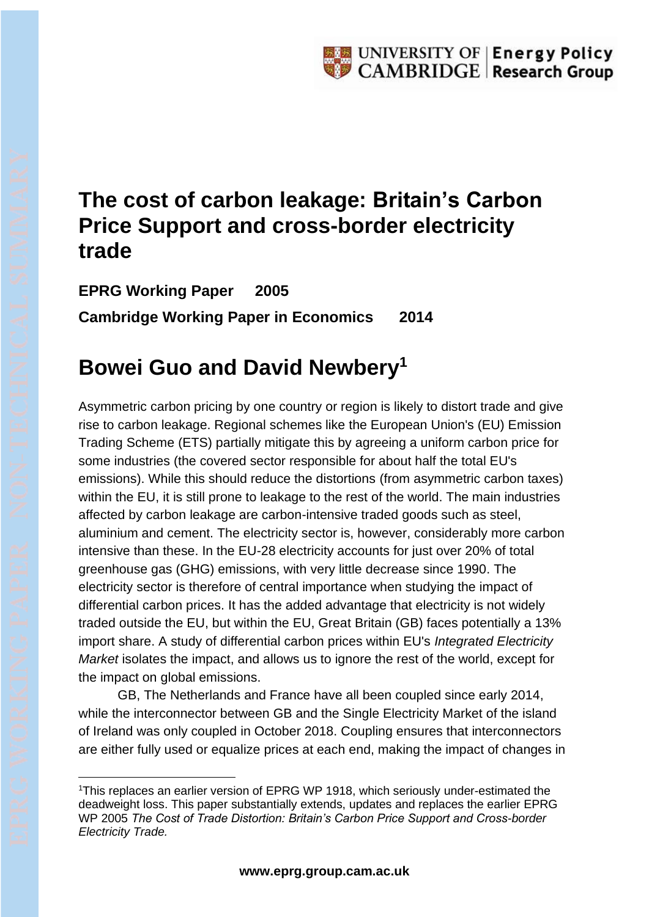# The cost of carbon leakage: Britain's Carbon Price Support and cross-border electricity trade

**EPRG Working Paper 2005**

**Cambridge Working Paper in Economics 2014**

## Bowei Guo and David Newbery[1]

Asymmetric carbon pricing by one country or region is likely to distort trade and give rise to carbon leakage. Regional schemes like the European Union's (EU) Emission Trading Scheme (ETS) partially mitigate this by agreeing a uniform carbon price for some industries (the covered sector responsible for about half the total EU's emissions). While this should reduce the distortions (from asymmetric carbon taxes) within the EU, it is still prone to leakage to the rest of the world. The main industries affected by carbon leakage are carbon-intensive traded goods such as steel, aluminium and cement. The electricity sector is, however, considerably more carbon intensive than these. In the EU-28 electricity accounts for just over 20% of total greenhouse gas (GHG) emissions, with very little decrease since 1990. The electricity sector is therefore of central importance when studying the impact of differential carbon prices. It has the added advantage that electricity is not widely traded outside the EU, but within the EU, Great Britain (GB) faces potentially a 13% import share. A study of differential carbon prices within EU's *Integrated Electricity Market* isolates the impact, and allows us to ignore the rest of the world, except for the impact on global emissions.

GB, The Netherlands and France have all been coupled since early 2014, while the interconnector between GB and the Single Electricity Market of the island of Ireland was only coupled in October 2018. Coupling ensures that interconnectors are either fully used or equalize prices at each end, making the impact of changes in

[1]This replaces an earlier version of EPRG WP 1918, which seriously under-estimated the deadweight loss. This paper substantially extends, updates and replaces the earlier EPRG WP 2005 *The Cost of Trade Distortion: Britain's Carbon Price Support and Cross-border Electricity Trade.*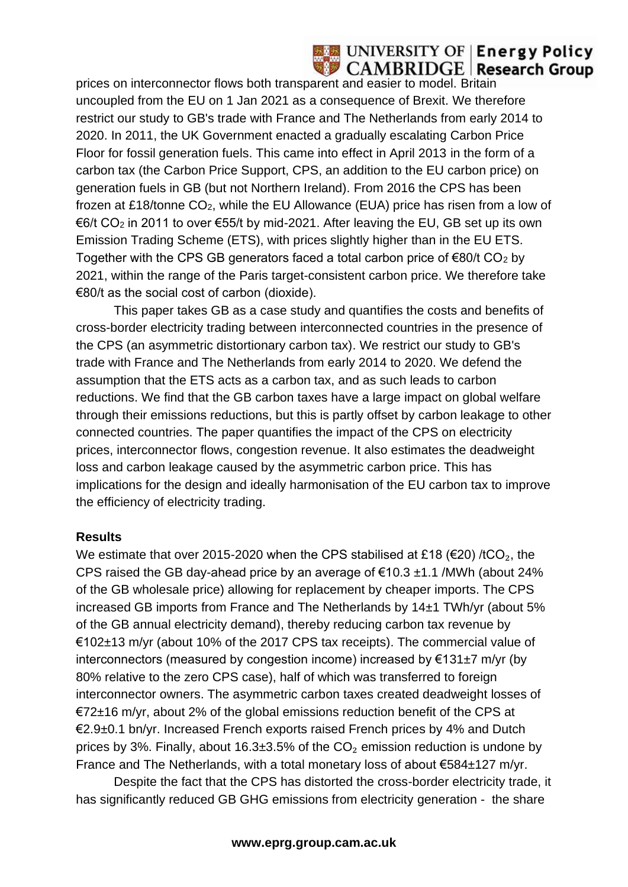prices on interconnector flows both transparent and easier to model. Britain uncoupled from the EU on 1 Jan 2021 as a consequence of Brexit. We therefore restrict our study to GB's trade with France and The Netherlands from early 2014 to 2020. In 2011, the UK Government enacted a gradually escalating Carbon Price Floor for fossil generation fuels. This came into effect in April 2013 in the form of a carbon tax (the Carbon Price Support, CPS, an addition to the EU carbon price) on generation fuels in GB (but not Northern Ireland). From 2016 the CPS has been frozen at £18/tonne $CO_2$, while the EU Allowance (EUA) price has risen from a low of €6/t $CO_2$ in 2011 to over €55/t by mid-2021. After leaving the EU, GB set up its own Emission Trading Scheme (ETS), with prices slightly higher than in the EU ETS. Together with the CPS GB generators faced a total carbon price of €80/t $CO_2$ by 2021, within the range of the Paris target-consistent carbon price. We therefore take €80/t as the social cost of carbon (dioxide).

This paper takes GB as a case study and quantifies the costs and benefits of cross-border electricity trading between interconnected countries in the presence of the CPS (an asymmetric distortionary carbon tax). We restrict our study to GB's trade with France and The Netherlands from early 2014 to 2020. We defend the assumption that the ETS acts as a carbon tax, and as such leads to carbon reductions. We find that the GB carbon taxes have a large impact on global welfare through their emissions reductions, but this is partly offset by carbon leakage to other connected countries. The paper quantifies the impact of the CPS on electricity prices, interconnector flows, congestion revenue. It also estimates the deadweight loss and carbon leakage caused by the asymmetric carbon price. This has implications for the design and ideally harmonisation of the EU carbon tax to improve the efficiency of electricity trading.

**Results**

We estimate that over 2015-2020 when the CPS stabilised at £18 (€20) /t$CO_2$, the CPS raised the GB day-ahead price by an average of €10.3 ±1.1 /MWh (about 24% of the GB wholesale price) allowing for replacement by cheaper imports. The CPS increased GB imports from France and The Netherlands by 14±1 TWh/yr (about 5% of the GB annual electricity demand), thereby reducing carbon tax revenue by €102±13 m/yr (about 10% of the 2017 CPS tax receipts). The commercial value of interconnectors (measured by congestion income) increased by €131±7 m/yr (by 80% relative to the zero CPS case), half of which was transferred to foreign interconnector owners. The asymmetric carbon taxes created deadweight losses of €72±16 m/yr, about 2% of the global emissions reduction benefit of the CPS at €2.9±0.1 bn/yr. Increased French exports raised French prices by 4% and Dutch prices by 3%. Finally, about 16.3±3.5% of the $CO_2$ emission reduction is undone by France and The Netherlands, with a total monetary loss of about €584±127 m/yr.

Despite the fact that the CPS has distorted the cross-border electricity trade, it has significantly reduced GB GHG emissions from electricity generation - the share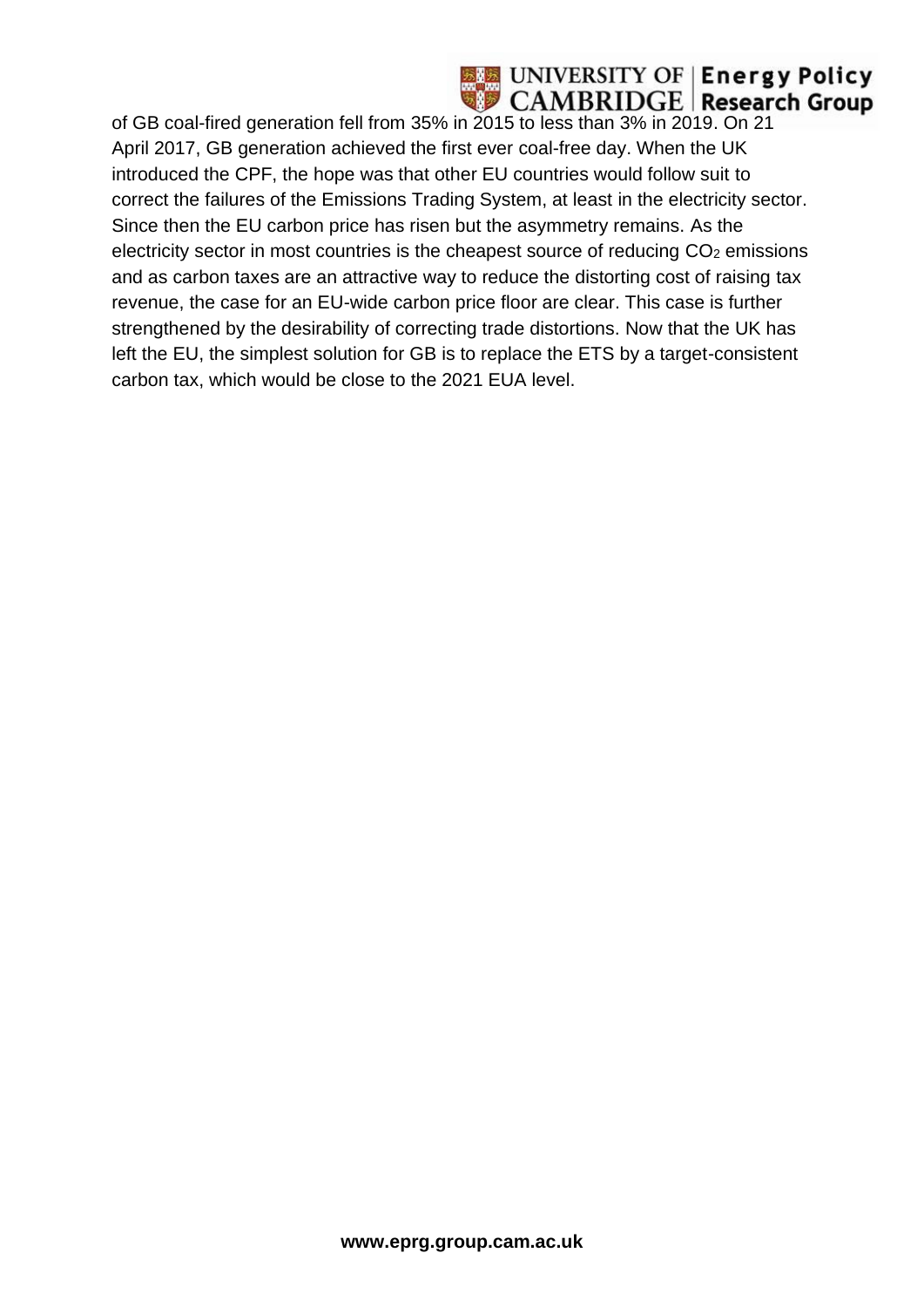of GB coal-fired generation fell from 35% in 2015 to less than 3% in 2019. On 21 April 2017, GB generation achieved the first ever coal-free day. When the UK introduced the CPF, the hope was that other EU countries would follow suit to correct the failures of the Emissions Trading System, at least in the electricity sector. Since then the EU carbon price has risen but the asymmetry remains. As the electricity sector in most countries is the cheapest source of reducing $CO_2$ emissions and as carbon taxes are an attractive way to reduce the distorting cost of raising tax revenue, the case for an EU-wide carbon price floor are clear. This case is further strengthened by the desirability of correcting trade distortions. Now that the UK has left the EU, the simplest solution for GB is to replace the ETS by a target-consistent carbon tax, which would be close to the 2021 EUA level.